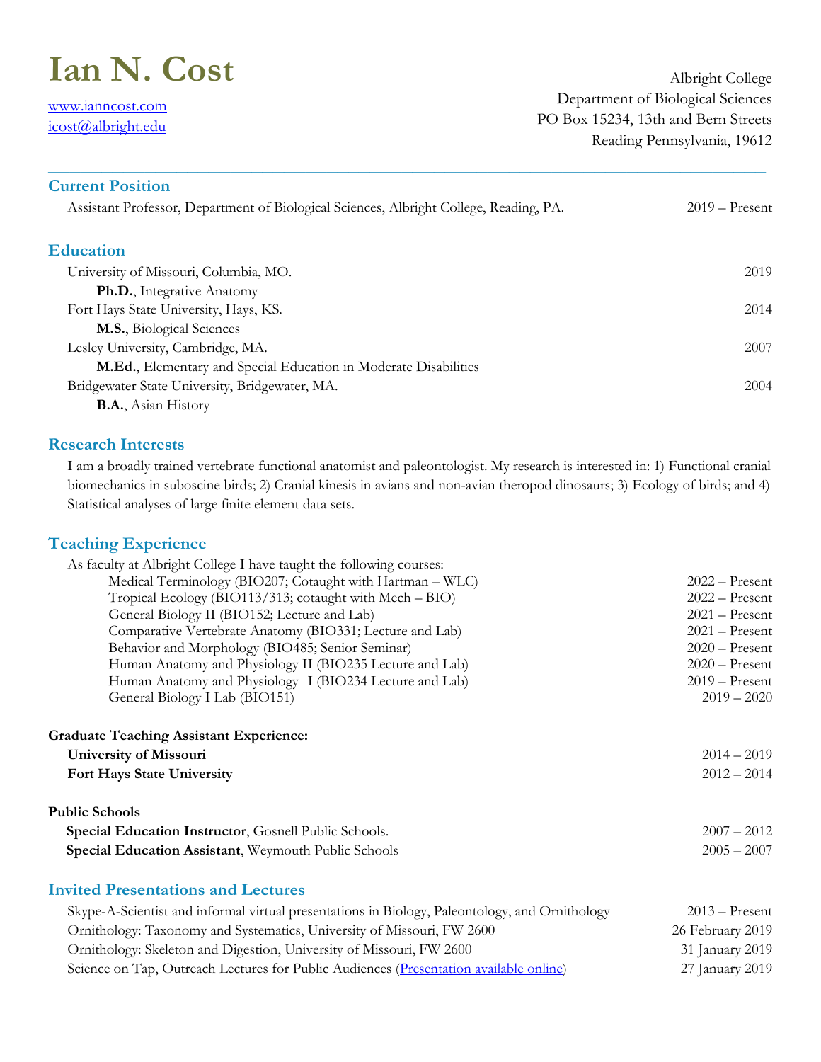# Ian N. Cost

www.ianncost.com
icost@albright.edu

Albright College
Department of Biological Sciences
PO Box 15234, 13th and Bern Streets
Reading Pennsylvania, 19612

---

## Current Position

Assistant Professor, Department of Biological Sciences, Albright College, Reading, PA. 2019 – Present

## Education

University of Missouri, Columbia, MO. 2019
**Ph.D.**, Integrative Anatomy

Fort Hays State University, Hays, KS. 2014
**M.S.**, Biological Sciences

Lesley University, Cambridge, MA. 2007
**M.Ed.**, Elementary and Special Education in Moderate Disabilities

Bridgewater State University, Bridgewater, MA. 2004
**B.A.**, Asian History

## Research Interests

I am a broadly trained vertebrate functional anatomist and paleontologist. My research is interested in: 1) Functional cranial biomechanics in suboscine birds; 2) Cranial kinesis in avians and non-avian theropod dinosaurs; 3) Ecology of birds; and 4) Statistical analyses of large finite element data sets.

## Teaching Experience

As faculty at Albright College I have taught the following courses:

- Medical Terminology (BIO207; Cotaught with Hartman – WLC) 2022 – Present
- Tropical Ecology (BIO113/313; cotaught with Mech – BIO) 2022 – Present
- General Biology II (BIO152; Lecture and Lab) 2021 – Present
- Comparative Vertebrate Anatomy (BIO331; Lecture and Lab) 2021 – Present
- Behavior and Morphology (BIO485; Senior Seminar) 2020 – Present
- Human Anatomy and Physiology II (BIO235 Lecture and Lab) 2020 – Present
- Human Anatomy and Physiology I (BIO234 Lecture and Lab) 2019 – Present
- General Biology I Lab (BIO151) 2019 – 2020

**Graduate Teaching Assistant Experience:**

**University of Missouri** 2014 – 2019
**Fort Hays State University** 2012 – 2014

**Public Schools**

**Special Education Instructor**, Gosnell Public Schools. 2007 – 2012
**Special Education Assistant**, Weymouth Public Schools 2005 – 2007

## Invited Presentations and Lectures

Skype-A-Scientist and informal virtual presentations in Biology, Paleontology, and Ornithology 2013 – Present
Ornithology: Taxonomy and Systematics, University of Missouri, FW 2600 26 February 2019
Ornithology: Skeleton and Digestion, University of Missouri, FW 2600 31 January 2019
Science on Tap, Outreach Lectures for Public Audiences (Presentation available online) 27 January 2019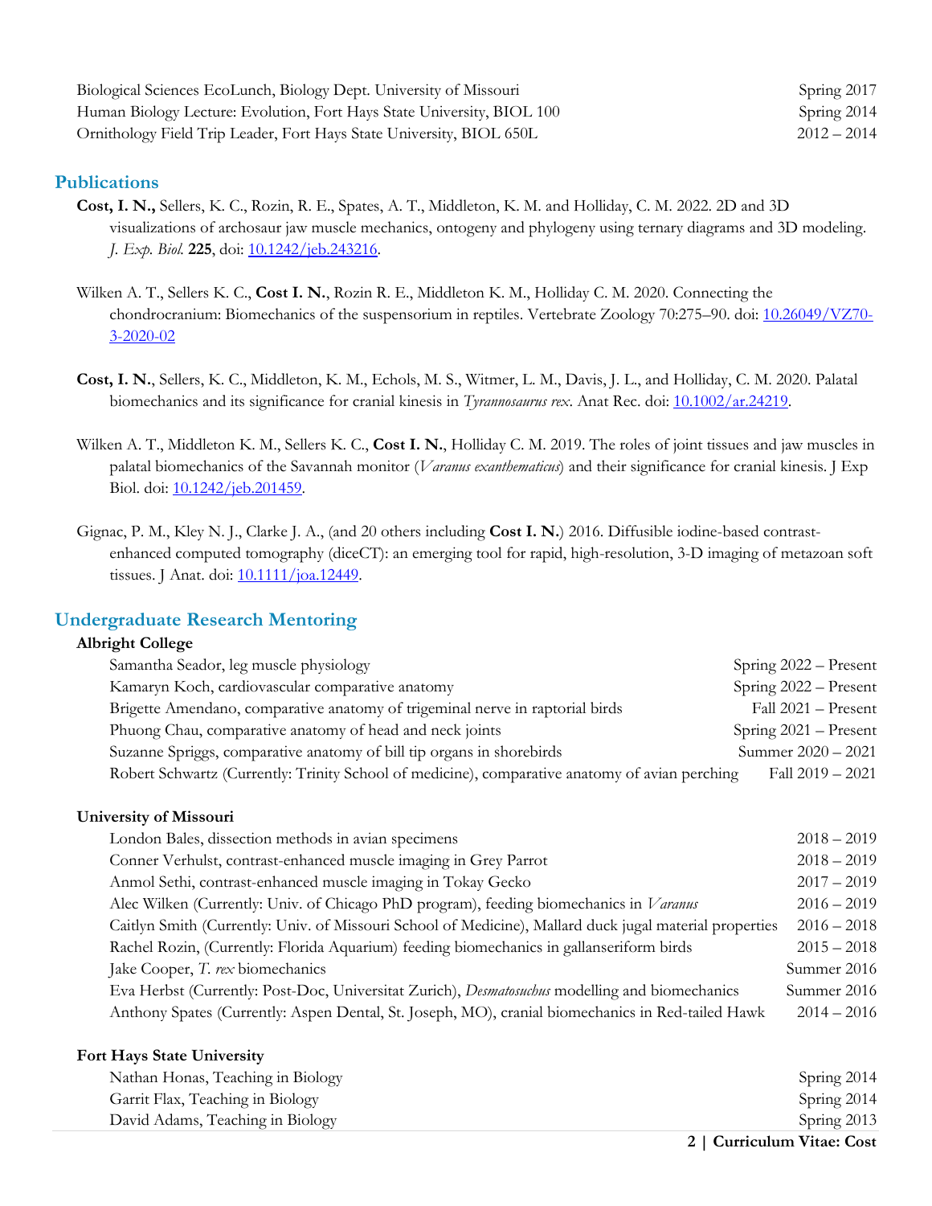Biological Sciences EcoLunch, Biology Dept. University of Missouri — Spring 2017
Human Biology Lecture: Evolution, Fort Hays State University, BIOL 100 — Spring 2014
Ornithology Field Trip Leader, Fort Hays State University, BIOL 650L — 2012 – 2014

## Publications

**Cost, I. N.,** Sellers, K. C., Rozin, R. E., Spates, A. T., Middleton, K. M. and Holliday, C. M. 2022. 2D and 3D visualizations of archosaur jaw muscle mechanics, ontogeny and phylogeny using ternary diagrams and 3D modeling. *J. Exp. Biol.* **225**, doi: 10.1242/jeb.243216.

Wilken A. T., Sellers K. C., **Cost I. N.**, Rozin R. E., Middleton K. M., Holliday C. M. 2020. Connecting the chondrocranium: Biomechanics of the suspensorium in reptiles. Vertebrate Zoology 70:275–90. doi: 10.26049/VZ70-3-2020-02

**Cost, I. N.**, Sellers, K. C., Middleton, K. M., Echols, M. S., Witmer, L. M., Davis, J. L., and Holliday, C. M. 2020. Palatal biomechanics and its significance for cranial kinesis in *Tyrannosaurus rex*. Anat Rec. doi: 10.1002/ar.24219.

Wilken A. T., Middleton K. M., Sellers K. C., **Cost I. N.**, Holliday C. M. 2019. The roles of joint tissues and jaw muscles in palatal biomechanics of the Savannah monitor (*Varanus exanthematicus*) and their significance for cranial kinesis. J Exp Biol. doi: 10.1242/jeb.201459.

Gignac, P. M., Kley N. J., Clarke J. A., (and 20 others including **Cost I. N.**) 2016. Diffusible iodine-based contrast-enhanced computed tomography (diceCT): an emerging tool for rapid, high-resolution, 3-D imaging of metazoan soft tissues. J Anat. doi: 10.1111/joa.12449.

## Undergraduate Research Mentoring

### Albright College

Samantha Seador, leg muscle physiology — Spring 2022 – Present
Kamaryn Koch, cardiovascular comparative anatomy — Spring 2022 – Present
Brigette Amendano, comparative anatomy of trigeminal nerve in raptorial birds — Fall 2021 – Present
Phuong Chau, comparative anatomy of head and neck joints — Spring 2021 – Present
Suzanne Spriggs, comparative anatomy of bill tip organs in shorebirds — Summer 2020 – 2021
Robert Schwartz (Currently: Trinity School of medicine), comparative anatomy of avian perching — Fall 2019 – 2021

### University of Missouri

London Bales, dissection methods in avian specimens — 2018 – 2019
Conner Verhulst, contrast-enhanced muscle imaging in Grey Parrot — 2018 – 2019
Anmol Sethi, contrast-enhanced muscle imaging in Tokay Gecko — 2017 – 2019
Alec Wilken (Currently: Univ. of Chicago PhD program), feeding biomechanics in *Varanus* — 2016 – 2019
Caitlyn Smith (Currently: Univ. of Missouri School of Medicine), Mallard duck jugal material properties — 2016 – 2018
Rachel Rozin, (Currently: Florida Aquarium) feeding biomechanics in gallanseriform birds — 2015 – 2018
Jake Cooper, *T. rex* biomechanics — Summer 2016
Eva Herbst (Currently: Post-Doc, Universitat Zurich), *Desmatosuchus* modelling and biomechanics — Summer 2016
Anthony Spates (Currently: Aspen Dental, St. Joseph, MO), cranial biomechanics in Red-tailed Hawk — 2014 – 2016

### Fort Hays State University

Nathan Honas, Teaching in Biology — Spring 2014
Garrit Flax, Teaching in Biology — Spring 2014
David Adams, Teaching in Biology — Spring 2013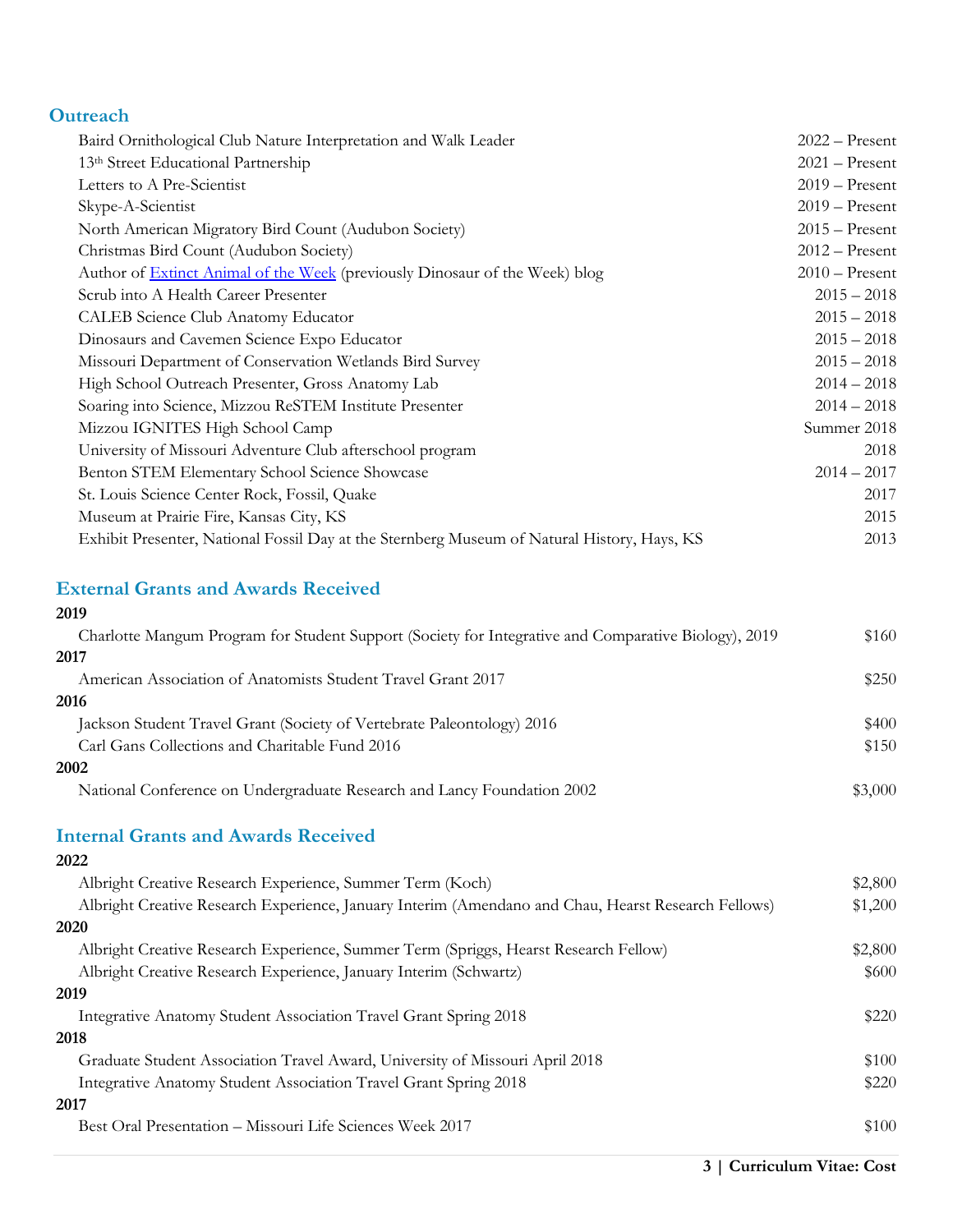## Outreach

| | |
|---|---|
| Baird Ornithological Club Nature Interpretation and Walk Leader | 2022 – Present |
| 13th Street Educational Partnership | 2021 – Present |
| Letters to A Pre-Scientist | 2019 – Present |
| Skype-A-Scientist | 2019 – Present |
| North American Migratory Bird Count (Audubon Society) | 2015 – Present |
| Christmas Bird Count (Audubon Society) | 2012 – Present |
| Author of [Extinct Animal of the Week] (previously Dinosaur of the Week) blog | 2010 – Present |
| Scrub into A Health Career Presenter | 2015 – 2018 |
| CALEB Science Club Anatomy Educator | 2015 – 2018 |
| Dinosaurs and Cavemen Science Expo Educator | 2015 – 2018 |
| Missouri Department of Conservation Wetlands Bird Survey | 2015 – 2018 |
| High School Outreach Presenter, Gross Anatomy Lab | 2014 – 2018 |
| Soaring into Science, Mizzou ReSTEM Institute Presenter | 2014 – 2018 |
| Mizzou IGNITES High School Camp | Summer 2018 |
| University of Missouri Adventure Club afterschool program | 2018 |
| Benton STEM Elementary School Science Showcase | 2014 – 2017 |
| St. Louis Science Center Rock, Fossil, Quake | 2017 |
| Museum at Prairie Fire, Kansas City, KS | 2015 |
| Exhibit Presenter, National Fossil Day at the Sternberg Museum of Natural History, Hays, KS | 2013 |

## External Grants and Awards Received

**2019**

| | |
|---|---|
| Charlotte Mangum Program for Student Support (Society for Integrative and Comparative Biology), 2019 | $160 |

**2017**

| | |
|---|---|
| American Association of Anatomists Student Travel Grant 2017 | $250 |

**2016**

| | |
|---|---|
| Jackson Student Travel Grant (Society of Vertebrate Paleontology) 2016 | $400 |
| Carl Gans Collections and Charitable Fund 2016 | $150 |

**2002**

| | |
|---|---|
| National Conference on Undergraduate Research and Lancy Foundation 2002 | $3,000 |

## Internal Grants and Awards Received

**2022**

| | |
|---|---|
| Albright Creative Research Experience, Summer Term (Koch) | $2,800 |
| Albright Creative Research Experience, January Interim (Amendano and Chau, Hearst Research Fellows) | $1,200 |

**2020**

| | |
|---|---|
| Albright Creative Research Experience, Summer Term (Spriggs, Hearst Research Fellow) | $2,800 |
| Albright Creative Research Experience, January Interim (Schwartz) | $600 |

**2019**

| | |
|---|---|
| Integrative Anatomy Student Association Travel Grant Spring 2018 | $220 |

**2018**

| | |
|---|---|
| Graduate Student Association Travel Award, University of Missouri April 2018 | $100 |
| Integrative Anatomy Student Association Travel Grant Spring 2018 | $220 |

**2017**

| | |
|---|---|
| Best Oral Presentation – Missouri Life Sciences Week 2017 | $100 |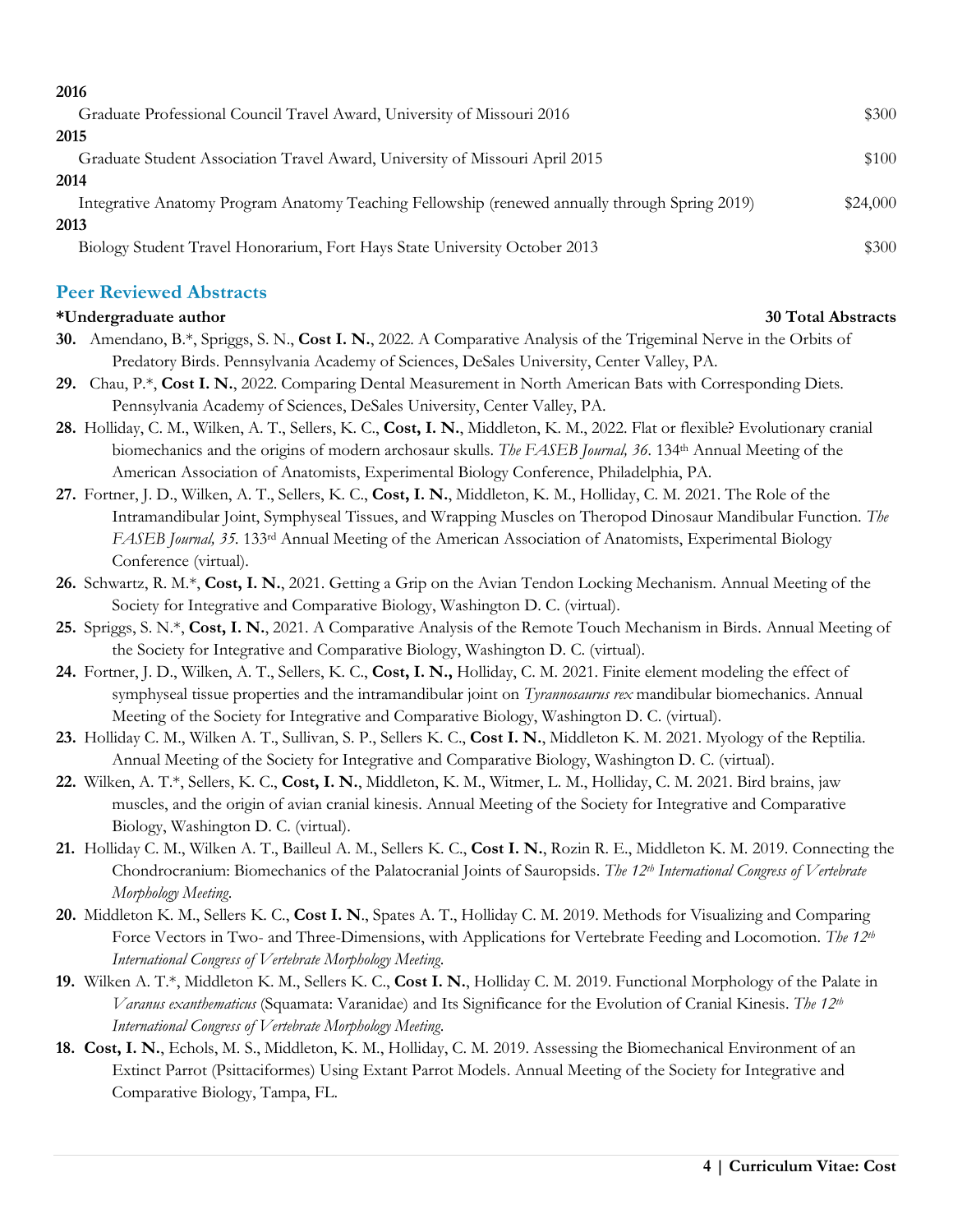**2016**

Graduate Professional Council Travel Award, University of Missouri 2016 — $300

**2015**

Graduate Student Association Travel Award, University of Missouri April 2015 — $100

**2014**

Integrative Anatomy Program Anatomy Teaching Fellowship (renewed annually through Spring 2019) — $24,000

**2013**

Biology Student Travel Honorarium, Fort Hays State University October 2013 — $300

## Peer Reviewed Abstracts

**\*Undergraduate author** **30 Total Abstracts**

**30.** Amendano, B.*, Spriggs, S. N., **Cost I. N.**, 2022. A Comparative Analysis of the Trigeminal Nerve in the Orbits of Predatory Birds. Pennsylvania Academy of Sciences, DeSales University, Center Valley, PA.

**29.** Chau, P.*, **Cost I. N.**, 2022. Comparing Dental Measurement in North American Bats with Corresponding Diets. Pennsylvania Academy of Sciences, DeSales University, Center Valley, PA.

**28.** Holliday, C. M., Wilken, A. T., Sellers, K. C., **Cost, I. N.**, Middleton, K. M., 2022. Flat or flexible? Evolutionary cranial biomechanics and the origins of modern archosaur skulls. *The FASEB Journal, 36*. 134th Annual Meeting of the American Association of Anatomists, Experimental Biology Conference, Philadelphia, PA.

**27.** Fortner, J. D., Wilken, A. T., Sellers, K. C., **Cost, I. N.**, Middleton, K. M., Holliday, C. M. 2021. The Role of the Intramandibular Joint, Symphyseal Tissues, and Wrapping Muscles on Theropod Dinosaur Mandibular Function. *The FASEB Journal, 35*. 133rd Annual Meeting of the American Association of Anatomists, Experimental Biology Conference (virtual).

**26.** Schwartz, R. M.*, **Cost, I. N.**, 2021. Getting a Grip on the Avian Tendon Locking Mechanism. Annual Meeting of the Society for Integrative and Comparative Biology, Washington D. C. (virtual).

**25.** Spriggs, S. N.*, **Cost, I. N.**, 2021. A Comparative Analysis of the Remote Touch Mechanism in Birds. Annual Meeting of the Society for Integrative and Comparative Biology, Washington D. C. (virtual).

**24.** Fortner, J. D., Wilken, A. T., Sellers, K. C., **Cost, I. N.,** Holliday, C. M. 2021. Finite element modeling the effect of symphyseal tissue properties and the intramandibular joint on *Tyrannosaurus rex* mandibular biomechanics. Annual Meeting of the Society for Integrative and Comparative Biology, Washington D. C. (virtual).

**23.** Holliday C. M., Wilken A. T., Sullivan, S. P., Sellers K. C., **Cost I. N.**, Middleton K. M. 2021. Myology of the Reptilia. Annual Meeting of the Society for Integrative and Comparative Biology, Washington D. C. (virtual).

**22.** Wilken, A. T.*, Sellers, K. C., **Cost, I. N.**, Middleton, K. M., Witmer, L. M., Holliday, C. M. 2021. Bird brains, jaw muscles, and the origin of avian cranial kinesis. Annual Meeting of the Society for Integrative and Comparative Biology, Washington D. C. (virtual).

**21.** Holliday C. M., Wilken A. T., Bailleul A. M., Sellers K. C., **Cost I. N.**, Rozin R. E., Middleton K. M. 2019. Connecting the Chondrocranium: Biomechanics of the Palatocranial Joints of Sauropsids. *The 12th International Congress of Vertebrate Morphology Meeting.*

**20.** Middleton K. M., Sellers K. C., **Cost I. N**., Spates A. T., Holliday C. M. 2019. Methods for Visualizing and Comparing Force Vectors in Two- and Three-Dimensions, with Applications for Vertebrate Feeding and Locomotion. *The 12th International Congress of Vertebrate Morphology Meeting.*

**19.** Wilken A. T.*, Middleton K. M., Sellers K. C., **Cost I. N.**, Holliday C. M. 2019. Functional Morphology of the Palate in *Varanus exanthematicus* (Squamata: Varanidae) and Its Significance for the Evolution of Cranial Kinesis. *The 12th International Congress of Vertebrate Morphology Meeting.*

**18.** **Cost, I. N.**, Echols, M. S., Middleton, K. M., Holliday, C. M. 2019. Assessing the Biomechanical Environment of an Extinct Parrot (Psittaciformes) Using Extant Parrot Models. Annual Meeting of the Society for Integrative and Comparative Biology, Tampa, FL.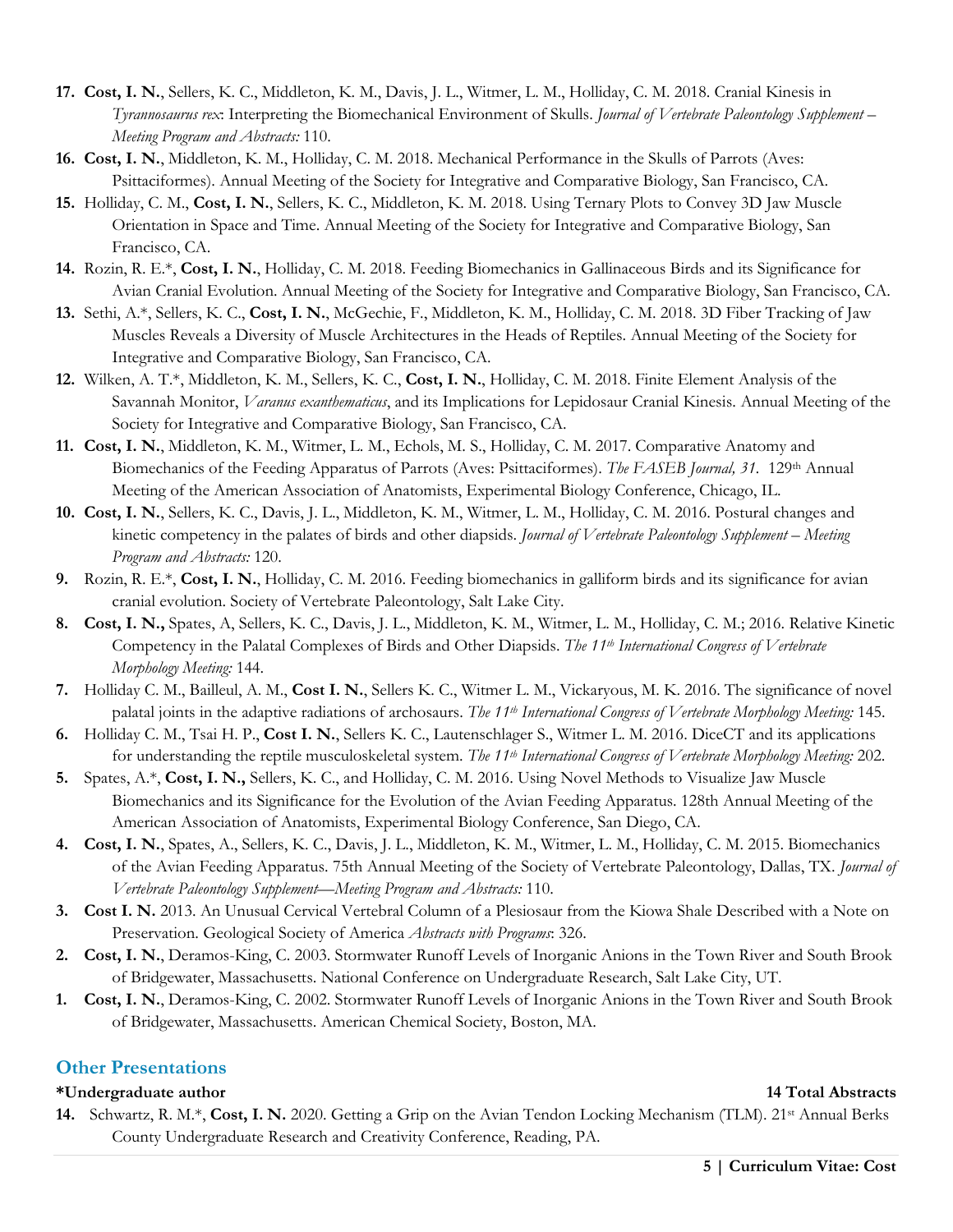17. **Cost, I. N.**, Sellers, K. C., Middleton, K. M., Davis, J. L., Witmer, L. M., Holliday, C. M. 2018. Cranial Kinesis in *Tyrannosaurus rex*: Interpreting the Biomechanical Environment of Skulls. *Journal of Vertebrate Paleontology Supplement – Meeting Program and Abstracts:* 110.
16. **Cost, I. N.**, Middleton, K. M., Holliday, C. M. 2018. Mechanical Performance in the Skulls of Parrots (Aves: Psittaciformes). Annual Meeting of the Society for Integrative and Comparative Biology, San Francisco, CA.
15. Holliday, C. M., **Cost, I. N.**, Sellers, K. C., Middleton, K. M. 2018. Using Ternary Plots to Convey 3D Jaw Muscle Orientation in Space and Time. Annual Meeting of the Society for Integrative and Comparative Biology, San Francisco, CA.
14. Rozin, R. E.*, **Cost, I. N.**, Holliday, C. M. 2018. Feeding Biomechanics in Gallinaceous Birds and its Significance for Avian Cranial Evolution. Annual Meeting of the Society for Integrative and Comparative Biology, San Francisco, CA.
13. Sethi, A.*, Sellers, K. C., **Cost, I. N.**, McGechie, F., Middleton, K. M., Holliday, C. M. 2018. 3D Fiber Tracking of Jaw Muscles Reveals a Diversity of Muscle Architectures in the Heads of Reptiles. Annual Meeting of the Society for Integrative and Comparative Biology, San Francisco, CA.
12. Wilken, A. T.*, Middleton, K. M., Sellers, K. C., **Cost, I. N.**, Holliday, C. M. 2018. Finite Element Analysis of the Savannah Monitor, *Varanus exanthematicus*, and its Implications for Lepidosaur Cranial Kinesis. Annual Meeting of the Society for Integrative and Comparative Biology, San Francisco, CA.
11. **Cost, I. N.**, Middleton, K. M., Witmer, L. M., Echols, M. S., Holliday, C. M. 2017. Comparative Anatomy and Biomechanics of the Feeding Apparatus of Parrots (Aves: Psittaciformes). *The FASEB Journal, 31.* 129th Annual Meeting of the American Association of Anatomists, Experimental Biology Conference, Chicago, IL.
10. **Cost, I. N.**, Sellers, K. C., Davis, J. L., Middleton, K. M., Witmer, L. M., Holliday, C. M. 2016. Postural changes and kinetic competency in the palates of birds and other diapsids. *Journal of Vertebrate Paleontology Supplement – Meeting Program and Abstracts:* 120.
9. Rozin, R. E.*, **Cost, I. N.**, Holliday, C. M. 2016. Feeding biomechanics in galliform birds and its significance for avian cranial evolution. Society of Vertebrate Paleontology, Salt Lake City.
8. **Cost, I. N.,** Spates, A, Sellers, K. C., Davis, J. L., Middleton, K. M., Witmer, L. M., Holliday, C. M.; 2016. Relative Kinetic Competency in the Palatal Complexes of Birds and Other Diapsids. *The 11th International Congress of Vertebrate Morphology Meeting:* 144.
7. Holliday C. M., Bailleul, A. M., **Cost I. N.**, Sellers K. C., Witmer L. M., Vickaryous, M. K. 2016. The significance of novel palatal joints in the adaptive radiations of archosaurs. *The 11th International Congress of Vertebrate Morphology Meeting:* 145.
6. Holliday C. M., Tsai H. P., **Cost I. N.**, Sellers K. C., Lautenschlager S., Witmer L. M. 2016. DiceCT and its applications for understanding the reptile musculoskeletal system. *The 11th International Congress of Vertebrate Morphology Meeting:* 202.
5. Spates, A.*, **Cost, I. N.,** Sellers, K. C., and Holliday, C. M. 2016. Using Novel Methods to Visualize Jaw Muscle Biomechanics and its Significance for the Evolution of the Avian Feeding Apparatus. 128th Annual Meeting of the American Association of Anatomists, Experimental Biology Conference, San Diego, CA.
4. **Cost, I. N.**, Spates, A., Sellers, K. C., Davis, J. L., Middleton, K. M., Witmer, L. M., Holliday, C. M. 2015. Biomechanics of the Avian Feeding Apparatus. 75th Annual Meeting of the Society of Vertebrate Paleontology, Dallas, TX. *Journal of Vertebrate Paleontology Supplement—Meeting Program and Abstracts:* 110.
3. **Cost I. N.** 2013. An Unusual Cervical Vertebral Column of a Plesiosaur from the Kiowa Shale Described with a Note on Preservation. Geological Society of America *Abstracts with Programs*: 326.
2. **Cost, I. N.**, Deramos-King, C. 2003. Stormwater Runoff Levels of Inorganic Anions in the Town River and South Brook of Bridgewater, Massachusetts. National Conference on Undergraduate Research, Salt Lake City, UT.
1. **Cost, I. N.**, Deramos-King, C. 2002. Stormwater Runoff Levels of Inorganic Anions in the Town River and South Brook of Bridgewater, Massachusetts. American Chemical Society, Boston, MA.

## Other Presentations

**\*Undergraduate author** **14 Total Abstracts**

14. Schwartz, R. M.*, **Cost, I. N.** 2020. Getting a Grip on the Avian Tendon Locking Mechanism (TLM). 21st Annual Berks County Undergraduate Research and Creativity Conference, Reading, PA.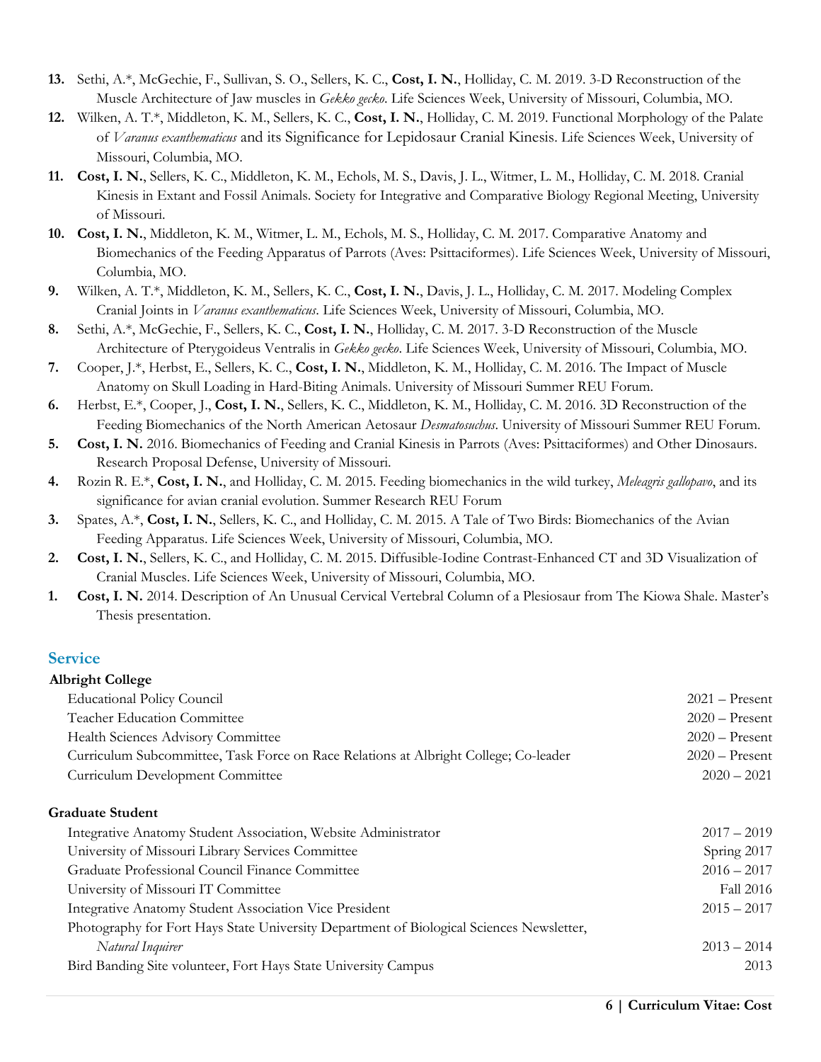13. Sethi, A.*, McGechie, F., Sullivan, S. O., Sellers, K. C., **Cost, I. N.**, Holliday, C. M. 2019. 3-D Reconstruction of the Muscle Architecture of Jaw muscles in *Gekko gecko*. Life Sciences Week, University of Missouri, Columbia, MO.
12. Wilken, A. T.*, Middleton, K. M., Sellers, K. C., **Cost, I. N.**, Holliday, C. M. 2019. Functional Morphology of the Palate of *Varanus exanthematicus* and its Significance for Lepidosaur Cranial Kinesis. Life Sciences Week, University of Missouri, Columbia, MO.
11. **Cost, I. N.**, Sellers, K. C., Middleton, K. M., Echols, M. S., Davis, J. L., Witmer, L. M., Holliday, C. M. 2018. Cranial Kinesis in Extant and Fossil Animals. Society for Integrative and Comparative Biology Regional Meeting, University of Missouri.
10. **Cost, I. N.**, Middleton, K. M., Witmer, L. M., Echols, M. S., Holliday, C. M. 2017. Comparative Anatomy and Biomechanics of the Feeding Apparatus of Parrots (Aves: Psittaciformes). Life Sciences Week, University of Missouri, Columbia, MO.
9. Wilken, A. T.*, Middleton, K. M., Sellers, K. C., **Cost, I. N.**, Davis, J. L., Holliday, C. M. 2017. Modeling Complex Cranial Joints in *Varanus exanthematicus*. Life Sciences Week, University of Missouri, Columbia, MO.
8. Sethi, A.*, McGechie, F., Sellers, K. C., **Cost, I. N.**, Holliday, C. M. 2017. 3-D Reconstruction of the Muscle Architecture of Pterygoideus Ventralis in *Gekko gecko*. Life Sciences Week, University of Missouri, Columbia, MO.
7. Cooper, J.*, Herbst, E., Sellers, K. C., **Cost, I. N.**, Middleton, K. M., Holliday, C. M. 2016. The Impact of Muscle Anatomy on Skull Loading in Hard-Biting Animals. University of Missouri Summer REU Forum.
6. Herbst, E.*, Cooper, J., **Cost, I. N.**, Sellers, K. C., Middleton, K. M., Holliday, C. M. 2016. 3D Reconstruction of the Feeding Biomechanics of the North American Aetosaur *Desmatosuchus*. University of Missouri Summer REU Forum.
5. **Cost, I. N.** 2016. Biomechanics of Feeding and Cranial Kinesis in Parrots (Aves: Psittaciformes) and Other Dinosaurs. Research Proposal Defense, University of Missouri.
4. Rozin R. E.*, **Cost, I. N.**, and Holliday, C. M. 2015. Feeding biomechanics in the wild turkey, *Meleagris gallopavo*, and its significance for avian cranial evolution. Summer Research REU Forum
3. Spates, A.*, **Cost, I. N.**, Sellers, K. C., and Holliday, C. M. 2015. A Tale of Two Birds: Biomechanics of the Avian Feeding Apparatus. Life Sciences Week, University of Missouri, Columbia, MO.
2. **Cost, I. N.**, Sellers, K. C., and Holliday, C. M. 2015. Diffusible-Iodine Contrast-Enhanced CT and 3D Visualization of Cranial Muscles. Life Sciences Week, University of Missouri, Columbia, MO.
1. **Cost, I. N.** 2014. Description of An Unusual Cervical Vertebral Column of a Plesiosaur from The Kiowa Shale. Master's Thesis presentation.

## Service

**Albright College**

| | |
|---|---|
| Educational Policy Council | 2021 – Present |
| Teacher Education Committee | 2020 – Present |
| Health Sciences Advisory Committee | 2020 – Present |
| Curriculum Subcommittee, Task Force on Race Relations at Albright College; Co-leader | 2020 – Present |
| Curriculum Development Committee | 2020 – 2021 |

**Graduate Student**

| | |
|---|---|
| Integrative Anatomy Student Association, Website Administrator | 2017 – 2019 |
| University of Missouri Library Services Committee | Spring 2017 |
| Graduate Professional Council Finance Committee | 2016 – 2017 |
| University of Missouri IT Committee | Fall 2016 |
| Integrative Anatomy Student Association Vice President | 2015 – 2017 |
| Photography for Fort Hays State University Department of Biological Sciences Newsletter, *Natural Inquirer* | 2013 – 2014 |
| Bird Banding Site volunteer, Fort Hays State University Campus | 2013 |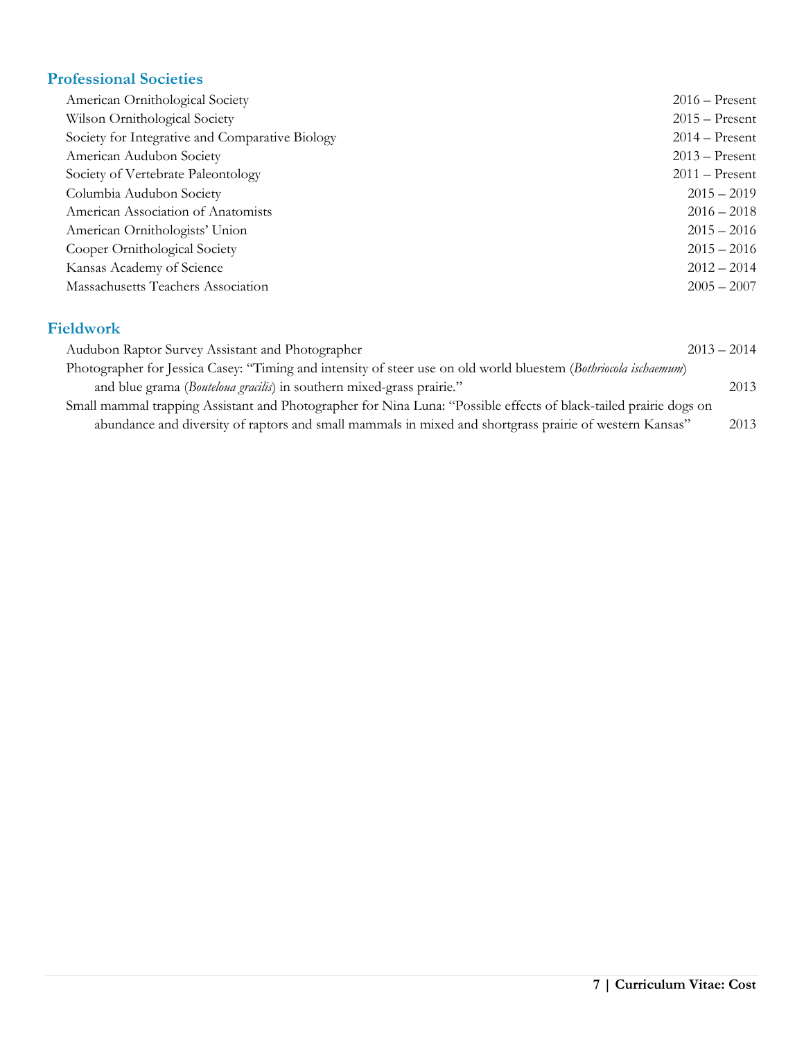## Professional Societies

| | |
|---|---|
| American Ornithological Society | 2016 – Present |
| Wilson Ornithological Society | 2015 – Present |
| Society for Integrative and Comparative Biology | 2014 – Present |
| American Audubon Society | 2013 – Present |
| Society of Vertebrate Paleontology | 2011 – Present |
| Columbia Audubon Society | 2015 – 2019 |
| American Association of Anatomists | 2016 – 2018 |
| American Ornithologists' Union | 2015 – 2016 |
| Cooper Ornithological Society | 2015 – 2016 |
| Kansas Academy of Science | 2012 – 2014 |
| Massachusetts Teachers Association | 2005 – 2007 |

## Fieldwork

Audubon Raptor Survey Assistant and Photographer 2013 – 2014

Photographer for Jessica Casey: "Timing and intensity of steer use on old world bluestem (*Bothriocola ischaemum*) and blue grama (*Bouteloua gracilis*) in southern mixed-grass prairie." 2013

Small mammal trapping Assistant and Photographer for Nina Luna: "Possible effects of black-tailed prairie dogs on abundance and diversity of raptors and small mammals in mixed and shortgrass prairie of western Kansas" 2013